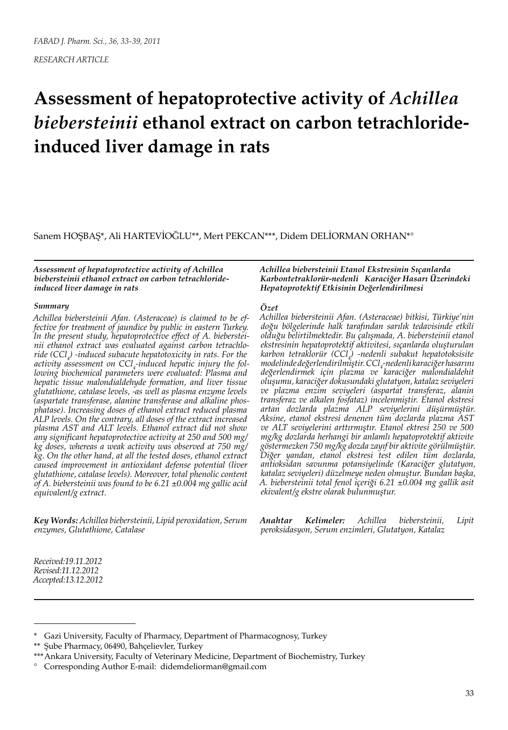*RESEARCH ARTICLE*

# Assessment of hepatoprotective activity of *Achillea biebersteinii* ethanol extract on carbon tetrachloride-induced liver damage in rats

Sanem HOŞBAŞ*, Ali HARTEVİOĞLU**, Mert PEKCAN***, Didem DELİORMAN ORHAN*°

***Assessment of hepatoprotective activity of Achillea biebersteinii ethanol extract on carbon tetrachloride-induced liver damage in rats***

***Summary***

*Achillea biebersteinii Afan. (Asteraceae) is claimed to be effective for treatment of jaundice by public in eastern Turkey. In the present study, hepatoprotective effect of A. biebersteinii ethanol extract was evaluated against carbon tetrachloride ($CCl_4$) -induced subacute hepatotoxicity in rats. For the activity assessment on $CCl_4$-induced hepatic injury the following biochemical parameters were evaluated: Plasma and hepatic tissue malondialdehyde formation, and liver tissue glutathione, catalase levels, -as well as plasma enzyme levels (aspartate transferase, alanine transferase and alkaline phosphatase). Increasing doses of ethanol extract reduced plasma ALP levels. On the contrary, all doses of the extract increased plasma AST and ALT levels. Ethanol extract did not show any significant hepatoprotective activity at 250 and 500 mg/kg doses, whereas a weak activity was observed at 750 mg/kg. On the other hand, at all the tested doses, ethanol extract caused improvement in antioxidant defense potential (liver glutathione, catalase levels). Moreover, total phenolic content of A. biebersteinii was found to be 6.21 ±0.004 mg gallic acid equivalent/g extract.*

***Key Words:*** *Achillea biebersteinii, Lipid peroxidation, Serum enzymes, Glutathione, Catalase*

***Achillea biebersteinii Etanol Ekstresinin Sıçanlarda Karbontetraklorür-nedenli Karaciğer Hasarı Üzerindeki Hepatoprotektif Etkisinin Değerlendirilmesi***

***Özet***

*Achillea biebersteinii Afan. (Asteraceae) bitkisi, Türkiye'nin doğu bölgelerinde halk tarafından sarılık tedavisinde etkili olduğu belirtilmektedir. Bu çalışmada, A. biebersteinii etanol ekstresinin hepatoprotektif aktivitesi, sıçanlarda oluşturulan karbon tetraklorür ($CCl_4$) -nedenli subakut hepatotoksisite modelinde değerlendirilmiştir. $CCl_4$-nedenli karaciğer hasarını değerlendirmek için plazma ve karaciğer malondialdehit oluşumu, karaciğer dokusundaki glutatyon, katalaz seviyeleri ve plazma enzim seviyeleri (aspartat transferaz, alanin transferaz ve alkalen fosfataz) incelenmiştir. Etanol ekstresi artan dozlarda plazma ALP seviyelerini düşürmüştür. Aksine, etanol ekstresi denenen tüm dozlarda plazma AST ve ALT seviyelerini arttırmıştır. Etanol ektresi 250 ve 500 mg/kg dozlarda herhangi bir anlamlı hepatoprotektif aktivite göstermezken 750 mg/kg dozda zayıf bir aktivite görülmüştür. Diğer yandan, etanol ekstresi test edilen tüm dozlarda, antioksidan savunma potansiyelinde (Karaciğer glutatyon, katalaz seviyeleri) düzelmeye neden olmuştur. Bundan başka, A. biebersteinii total fenol içeriği 6.21 ±0.004 mg gallik asit ekivalent/g ekstre olarak bulunmuştur.*

***Anahtar Kelimeler:*** *Achillea biebersteinii, Lipit peroksidasyon, Serum enzimleri, Glutatyon, Katalaz*

*Received:19.11.2012*
*Revised:11.12.2012*
*Accepted:13.12.2012*

---

\* Gazi University, Faculty of Pharmacy, Department of Pharmacognosy, Turkey

\*\* Şube Pharmacy, 06490, Bahçelievler, Turkey

\*\*\* Ankara University, Faculty of Veterinary Medicine, Department of Biochemistry, Turkey

° Corresponding Author E-mail: didemdeliorman@gmail.com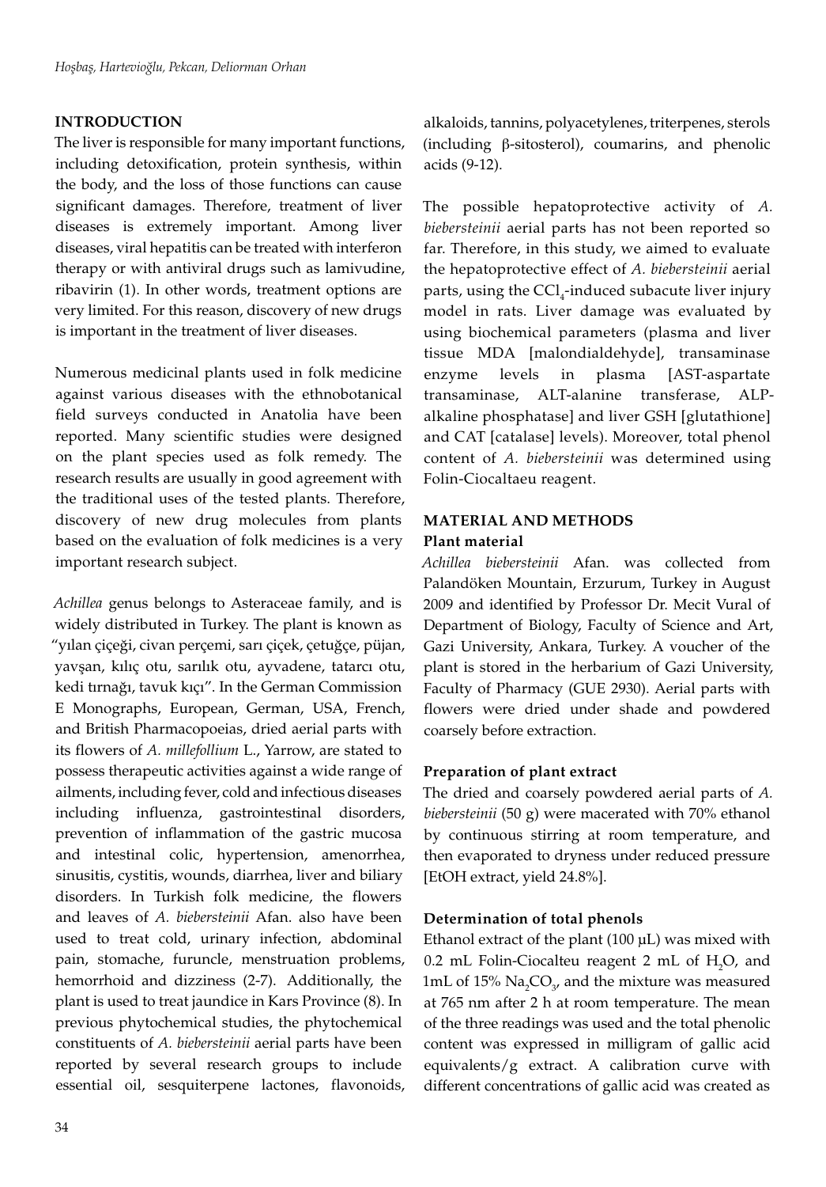## INTRODUCTION

The liver is responsible for many important functions, including detoxification, protein synthesis, within the body, and the loss of those functions can cause significant damages. Therefore, treatment of liver diseases is extremely important. Among liver diseases, viral hepatitis can be treated with interferon therapy or with antiviral drugs such as lamivudine, ribavirin (1). In other words, treatment options are very limited. For this reason, discovery of new drugs is important in the treatment of liver diseases.

Numerous medicinal plants used in folk medicine against various diseases with the ethnobotanical field surveys conducted in Anatolia have been reported. Many scientific studies were designed on the plant species used as folk remedy. The research results are usually in good agreement with the traditional uses of the tested plants. Therefore, discovery of new drug molecules from plants based on the evaluation of folk medicines is a very important research subject.

*Achillea* genus belongs to Asteraceae family, and is widely distributed in Turkey. The plant is known as "yılan çiçeği, civan perçemi, sarı çiçek, çetuğçe, püjan, yavşan, kılıç otu, sarılık otu, ayvadene, tatarcı otu, kedi tırnağı, tavuk kıçı". In the German Commission E Monographs, European, German, USA, French, and British Pharmacopoeias, dried aerial parts with its flowers of *A. millefollium* L., Yarrow, are stated to possess therapeutic activities against a wide range of ailments, including fever, cold and infectious diseases including influenza, gastrointestinal disorders, prevention of inflammation of the gastric mucosa and intestinal colic, hypertension, amenorrhea, sinusitis, cystitis, wounds, diarrhea, liver and biliary disorders. In Turkish folk medicine, the flowers and leaves of *A. biebersteinii* Afan. also have been used to treat cold, urinary infection, abdominal pain, stomache, furuncle, menstruation problems, hemorrhoid and dizziness (2-7). Additionally, the plant is used to treat jaundice in Kars Province (8). In previous phytochemical studies, the phytochemical constituents of *A. biebersteinii* aerial parts have been reported by several research groups to include essential oil, sesquiterpene lactones, flavonoids, alkaloids, tannins, polyacetylenes, triterpenes, sterols (including β-sitosterol), coumarins, and phenolic acids (9-12).

The possible hepatoprotective activity of *A. biebersteinii* aerial parts has not been reported so far. Therefore, in this study, we aimed to evaluate the hepatoprotective effect of *A. biebersteinii* aerial parts, using the $CCl_4$-induced subacute liver injury model in rats. Liver damage was evaluated by using biochemical parameters (plasma and liver tissue MDA [malondialdehyde], transaminase enzyme levels in plasma [AST-aspartate transaminase, ALT-alanine transferase, ALP-alkaline phosphatase] and liver GSH [glutathione] and CAT [catalase] levels). Moreover, total phenol content of *A. biebersteinii* was determined using Folin-Ciocaltaeu reagent.

## MATERIAL AND METHODS

### Plant material

*Achillea biebersteinii* Afan. was collected from Palandöken Mountain, Erzurum, Turkey in August 2009 and identified by Professor Dr. Mecit Vural of Department of Biology, Faculty of Science and Art, Gazi University, Ankara, Turkey. A voucher of the plant is stored in the herbarium of Gazi University, Faculty of Pharmacy (GUE 2930). Aerial parts with flowers were dried under shade and powdered coarsely before extraction.

### Preparation of plant extract

The dried and coarsely powdered aerial parts of *A. biebersteinii* (50 g) were macerated with 70% ethanol by continuous stirring at room temperature, and then evaporated to dryness under reduced pressure [EtOH extract, yield 24.8%].

### Determination of total phenols

Ethanol extract of the plant (100 µL) was mixed with 0.2 mL Folin-Ciocalteu reagent 2 mL of $H_2O$, and 1mL of 15% $Na_2CO_3$, and the mixture was measured at 765 nm after 2 h at room temperature. The mean of the three readings was used and the total phenolic content was expressed in milligram of gallic acid equivalents/g extract. A calibration curve with different concentrations of gallic acid was created as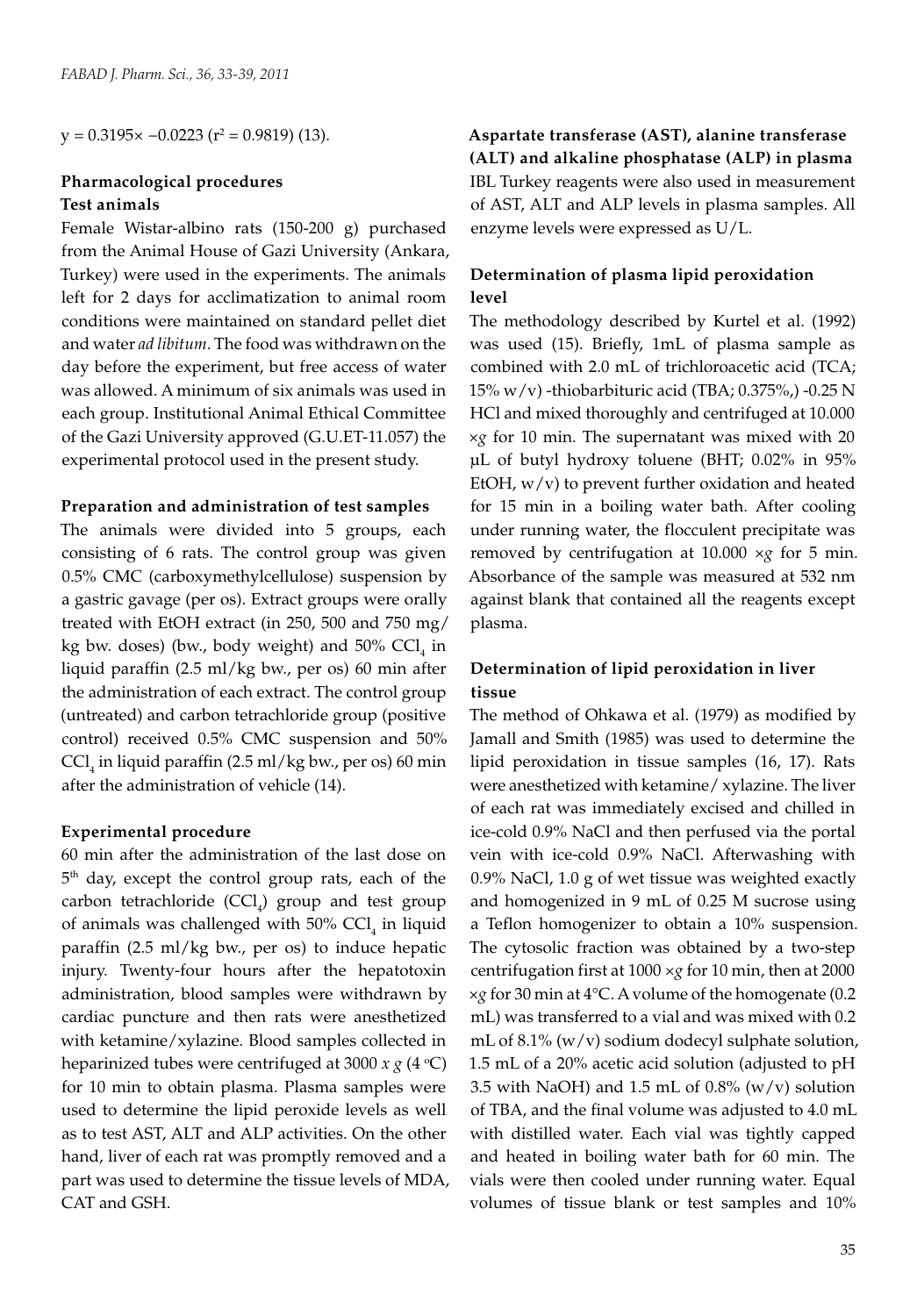$y = 0.3195\times -0.0223$ ($r^2 = 0.9819$) (13).

### Pharmacological procedures

#### Test animals

Female Wistar-albino rats (150-200 g) purchased from the Animal House of Gazi University (Ankara, Turkey) were used in the experiments. The animals left for 2 days for acclimatization to animal room conditions were maintained on standard pellet diet and water *ad libitum*. The food was withdrawn on the day before the experiment, but free access of water was allowed. A minimum of six animals was used in each group. Institutional Animal Ethical Committee of the Gazi University approved (G.U.ET-11.057) the experimental protocol used in the present study.

#### Preparation and administration of test samples

The animals were divided into 5 groups, each consisting of 6 rats. The control group was given 0.5% CMC (carboxymethylcellulose) suspension by a gastric gavage (per os). Extract groups were orally treated with EtOH extract (in 250, 500 and 750 mg/kg bw. doses) (bw., body weight) and 50% $CCl_4$ in liquid paraffin (2.5 ml/kg bw., per os) 60 min after the administration of each extract. The control group (untreated) and carbon tetrachloride group (positive control) received 0.5% CMC suspension and 50% $CCl_4$ in liquid paraffin (2.5 ml/kg bw., per os) 60 min after the administration of vehicle (14).

#### Experimental procedure

60 min after the administration of the last dose on 5th day, except the control group rats, each of the carbon tetrachloride ($CCl_4$) group and test group of animals was challenged with 50% $CCl_4$ in liquid paraffin (2.5 ml/kg bw., per os) to induce hepatic injury. Twenty-four hours after the hepatotoxin administration, blood samples were withdrawn by cardiac puncture and then rats were anesthetized with ketamine/xylazine. Blood samples collected in heparinized tubes were centrifuged at 3000 *x g* (4 °C) for 10 min to obtain plasma. Plasma samples were used to determine the lipid peroxide levels as well as to test AST, ALT and ALP activities. On the other hand, liver of each rat was promptly removed and a part was used to determine the tissue levels of MDA, CAT and GSH.

#### Aspartate transferase (AST), alanine transferase (ALT) and alkaline phosphatase (ALP) in plasma

IBL Turkey reagents were also used in measurement of AST, ALT and ALP levels in plasma samples. All enzyme levels were expressed as U/L.

#### Determination of plasma lipid peroxidation level

The methodology described by Kurtel et al. (1992) was used (15). Briefly, 1mL of plasma sample as combined with 2.0 mL of trichloroacetic acid (TCA; 15% w/v) -thiobarbituric acid (TBA; 0.375%,) -0.25 N HCl and mixed thoroughly and centrifuged at 10.000 ×*g* for 10 min. The supernatant was mixed with 20 µL of butyl hydroxy toluene (BHT; 0.02% in 95% EtOH, w/v) to prevent further oxidation and heated for 15 min in a boiling water bath. After cooling under running water, the flocculent precipitate was removed by centrifugation at 10.000 ×*g* for 5 min. Absorbance of the sample was measured at 532 nm against blank that contained all the reagents except plasma.

#### Determination of lipid peroxidation in liver tissue

The method of Ohkawa et al. (1979) as modified by Jamall and Smith (1985) was used to determine the lipid peroxidation in tissue samples (16, 17). Rats were anesthetized with ketamine/ xylazine. The liver of each rat was immediately excised and chilled in ice-cold 0.9% NaCl and then perfused via the portal vein with ice-cold 0.9% NaCl. Afterwashing with 0.9% NaCl, 1.0 g of wet tissue was weighted exactly and homogenized in 9 mL of 0.25 M sucrose using a Teflon homogenizer to obtain a 10% suspension. The cytosolic fraction was obtained by a two-step centrifugation first at 1000 ×*g* for 10 min, then at 2000 ×*g* for 30 min at 4°C. A volume of the homogenate (0.2 mL) was transferred to a vial and was mixed with 0.2 mL of 8.1% (w/v) sodium dodecyl sulphate solution, 1.5 mL of a 20% acetic acid solution (adjusted to pH 3.5 with NaOH) and 1.5 mL of 0.8% (w/v) solution of TBA, and the final volume was adjusted to 4.0 mL with distilled water. Each vial was tightly capped and heated in boiling water bath for 60 min. The vials were then cooled under running water. Equal volumes of tissue blank or test samples and 10%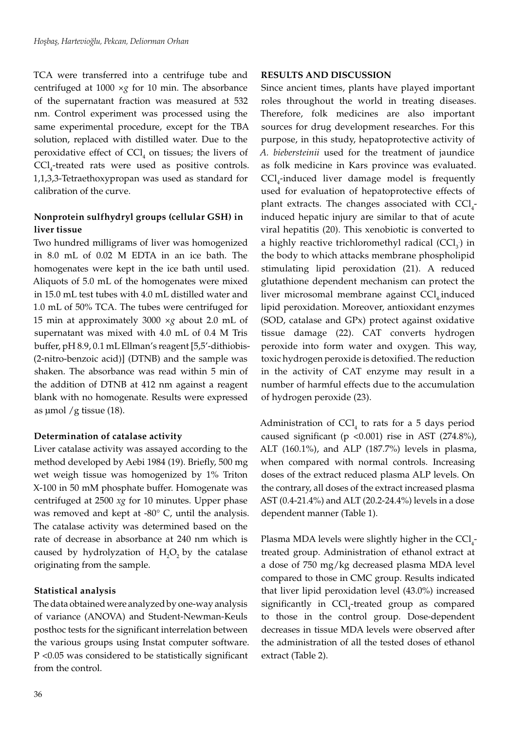TCA were transferred into a centrifuge tube and centrifuged at 1000 ×*g* for 10 min. The absorbance of the supernatant fraction was measured at 532 nm. Control experiment was processed using the same experimental procedure, except for the TBA solution, replaced with distilled water. Due to the peroxidative effect of $CCl_4$ on tissues; the livers of $CCl_4$-treated rats were used as positive controls. 1,1,3,3-Tetraethoxypropan was used as standard for calibration of the curve.

### Nonprotein sulfhydryl groups (cellular GSH) in liver tissue

Two hundred milligrams of liver was homogenized in 8.0 mL of 0.02 M EDTA in an ice bath. The homogenates were kept in the ice bath until used. Aliquots of 5.0 mL of the homogenates were mixed in 15.0 mL test tubes with 4.0 mL distilled water and 1.0 mL of 50% TCA. The tubes were centrifuged for 15 min at approximately 3000 ×*g* about 2.0 mL of supernatant was mixed with 4.0 mL of 0.4 M Tris buffer, pH 8.9, 0.1 mL Ellman's reagent [5,5'-dithiobis-(2-nitro-benzoic acid)] (DTNB) and the sample was shaken. The absorbance was read within 5 min of the addition of DTNB at 412 nm against a reagent blank with no homogenate. Results were expressed as µmol /g tissue (18).

### Determination of catalase activity

Liver catalase activity was assayed according to the method developed by Aebi 1984 (19). Briefly, 500 mg wet weigh tissue was homogenized by 1% Triton X-100 in 50 mM phosphate buffer. Homogenate was centrifuged at 2500 *xg* for 10 minutes. Upper phase was removed and kept at -80° C, until the analysis. The catalase activity was determined based on the rate of decrease in absorbance at 240 nm which is caused by hydrolyzation of $H_2O_2$ by the catalase originating from the sample.

### Statistical analysis

The data obtained were analyzed by one-way analysis of variance (ANOVA) and Student-Newman-Keuls posthoc tests for the significant interrelation between the various groups using Instat computer software. $P < 0.05$ was considered to be statistically significant from the control.

## RESULTS AND DISCUSSION

Since ancient times, plants have played important roles throughout the world in treating diseases. Therefore, folk medicines are also important sources for drug development researches. For this purpose, in this study, hepatoprotective activity of *A. biebersteinii* used for the treatment of jaundice as folk medicine in Kars province was evaluated. $CCl_4$-induced liver damage model is frequently used for evaluation of hepatoprotective effects of plant extracts. The changes associated with $CCl_4$-induced hepatic injury are similar to that of acute viral hepatitis (20). This xenobiotic is converted to a highly reactive trichloromethyl radical ($CCl_3^{\cdot}$) in the body to which attacks membrane phospholipid stimulating lipid peroxidation (21). A reduced glutathione dependent mechanism can protect the liver microsomal membrane against $CCl_4$ induced lipid peroxidation. Moreover, antioxidant enzymes (SOD, catalase and GPx) protect against oxidative tissue damage (22). CAT converts hydrogen peroxide into form water and oxygen. This way, toxic hydrogen peroxide is detoxified. The reduction in the activity of CAT enzyme may result in a number of harmful effects due to the accumulation of hydrogen peroxide (23).

Administration of $CCl_4$ to rats for a 5 days period caused significant ($p < 0.001$) rise in AST (274.8%), ALT (160.1%), and ALP (187.7%) levels in plasma, when compared with normal controls. Increasing doses of the extract reduced plasma ALP levels. On the contrary, all doses of the extract increased plasma AST (0.4-21.4%) and ALT (20.2-24.4%) levels in a dose dependent manner (Table 1).

Plasma MDA levels were slightly higher in the $CCl_4$-treated group. Administration of ethanol extract at a dose of 750 mg/kg decreased plasma MDA level compared to those in CMC group. Results indicated that liver lipid peroxidation level (43.0%) increased significantly in $CCl_4$-treated group as compared to those in the control group. Dose-dependent decreases in tissue MDA levels were observed after the administration of all the tested doses of ethanol extract (Table 2).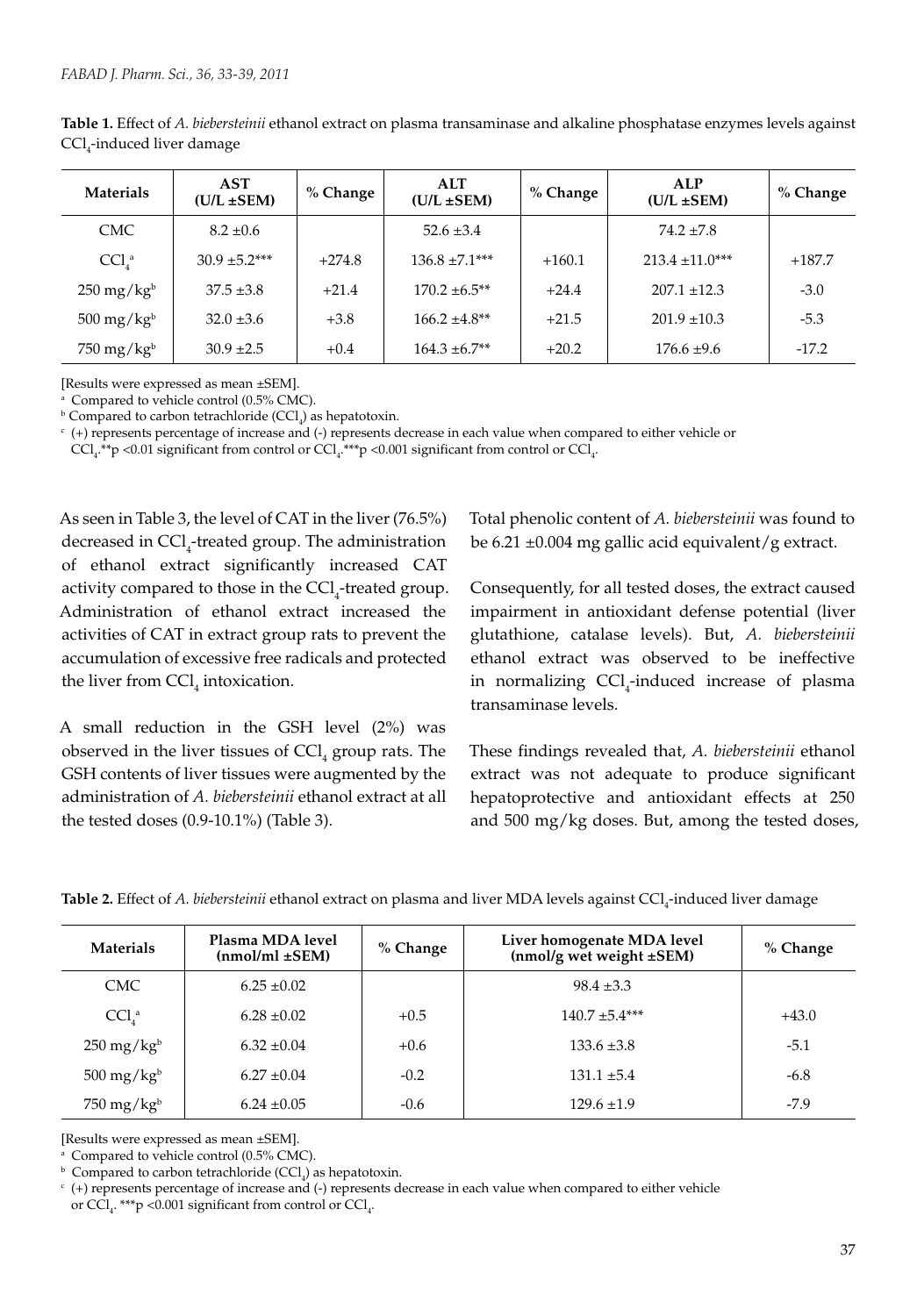**Table 1.** Effect of *A. biebersteinii* ethanol extract on plasma transaminase and alkaline phosphatase enzymes levels against $CCl_4$-induced liver damage

| Materials | AST (U/L ±SEM) | % Change | ALT (U/L ±SEM) | % Change | ALP (U/L ±SEM) | % Change |
|---|---|---|---|---|---|---|
| CMC | 8.2 ±0.6 | | 52.6 ±3.4 | | 74.2 ±7.8 | |
| $CCl_4$[a] | 30.9 ±5.2*** | +274.8 | 136.8 ±7.1*** | +160.1 | 213.4 ±11.0*** | +187.7 |
| 250 mg/kg[b] | 37.5 ±3.8 | +21.4 | 170.2 ±6.5** | +24.4 | 207.1 ±12.3 | -3.0 |
| 500 mg/kg[b] | 32.0 ±3.6 | +3.8 | 166.2 ±4.8** | +21.5 | 201.9 ±10.3 | -5.3 |
| 750 mg/kg[b] | 30.9 ±2.5 | +0.4 | 164.3 ±6.7** | +20.2 | 176.6 ±9.6 | -17.2 |

[Results were expressed as mean ±SEM].

[a] Compared to vehicle control (0.5% CMC).

[b] Compared to carbon tetrachloride ($CCl_4$) as hepatotoxin.

[c] (+) represents percentage of increase and (-) represents decrease in each value when compared to either vehicle or $CCl_4$. **$p < 0.01$ significant from control or $CCl_4$. ***$p < 0.001$ significant from control or $CCl_4$.

As seen in Table 3, the level of CAT in the liver (76.5%) decreased in $CCl_4$-treated group. The administration of ethanol extract significantly increased CAT activity compared to those in the $CCl_4$-treated group. Administration of ethanol extract increased the activities of CAT in extract group rats to prevent the accumulation of excessive free radicals and protected the liver from $CCl_4$ intoxication.

A small reduction in the GSH level (2%) was observed in the liver tissues of $CCl_4$ group rats. The GSH contents of liver tissues were augmented by the administration of *A. biebersteinii* ethanol extract at all the tested doses (0.9-10.1%) (Table 3).

Total phenolic content of *A. biebersteinii* was found to be 6.21 ±0.004 mg gallic acid equivalent/g extract.

Consequently, for all tested doses, the extract caused impairment in antioxidant defense potential (liver glutathione, catalase levels). But, *A. biebersteinii* ethanol extract was observed to be ineffective in normalizing $CCl_4$-induced increase of plasma transaminase levels.

These findings revealed that, *A. biebersteinii* ethanol extract was not adequate to produce significant hepatoprotective and antioxidant effects at 250 and 500 mg/kg doses. But, among the tested doses,

**Table 2.** Effect of *A. biebersteinii* ethanol extract on plasma and liver MDA levels against $CCl_4$-induced liver damage

| Materials | Plasma MDA level (nmol/ml ±SEM) | % Change | Liver homogenate MDA level (nmol/g wet weight ±SEM) | % Change |
|---|---|---|---|---|
| CMC | 6.25 ±0.02 | | 98.4 ±3.3 | |
| $CCl_4$[a] | 6.28 ±0.02 | +0.5 | 140.7 ±5.4*** | +43.0 |
| 250 mg/kg[b] | 6.32 ±0.04 | +0.6 | 133.6 ±3.8 | -5.1 |
| 500 mg/kg[b] | 6.27 ±0.04 | -0.2 | 131.1 ±5.4 | -6.8 |
| 750 mg/kg[b] | 6.24 ±0.05 | -0.6 | 129.6 ±1.9 | -7.9 |

[Results were expressed as mean ±SEM].

[a] Compared to vehicle control (0.5% CMC).

[b] Compared to carbon tetrachloride ($CCl_4$) as hepatotoxin.

[c] (+) represents percentage of increase and (-) represents decrease in each value when compared to either vehicle or $CCl_4$. ***$p < 0.001$ significant from control or $CCl_4$.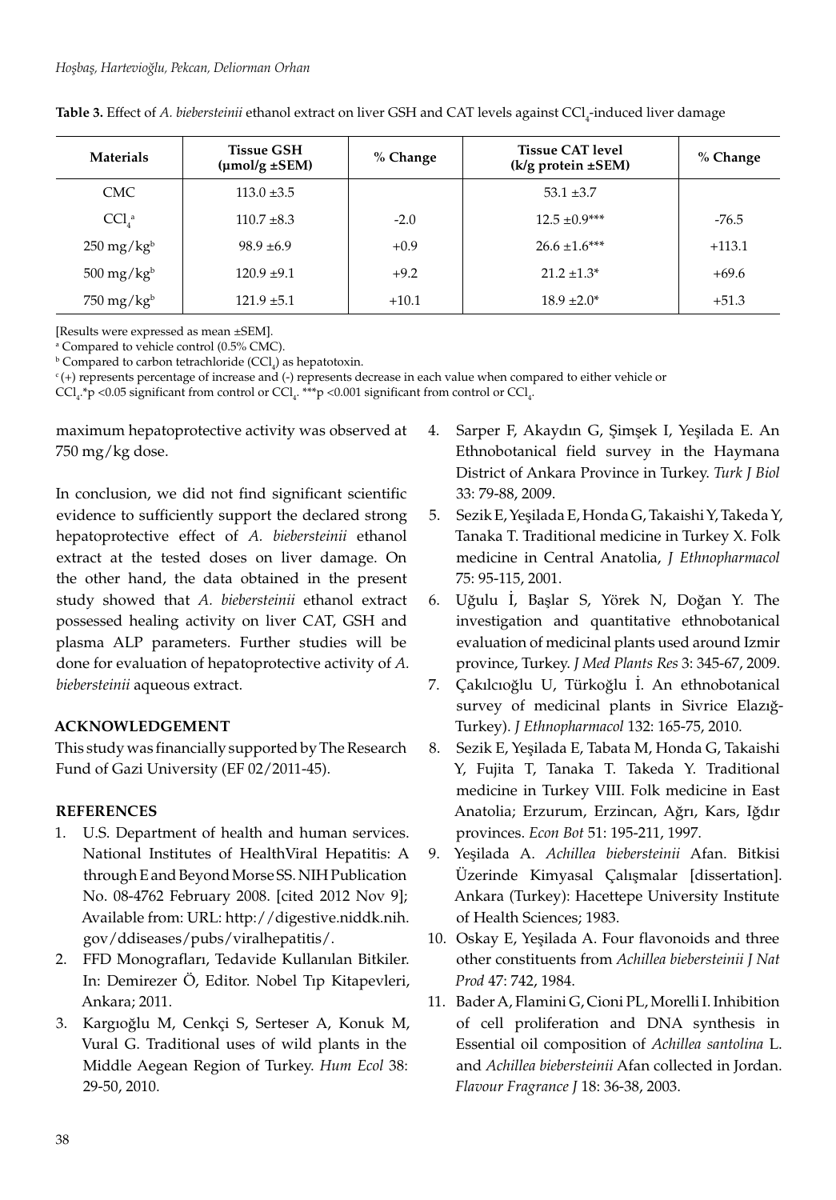**Table 3.** Effect of *A. biebersteinii* ethanol extract on liver GSH and CAT levels against $CCl_4$-induced liver damage

| Materials | Tissue GSH (µmol/g ±SEM) | % Change | Tissue CAT level (k/g protein ±SEM) | % Change |
|---|---|---|---|---|
| CMC | 113.0 ±3.5 | | 53.1 ±3.7 | |
| $CCl_4$[a] | 110.7 ±8.3 | -2.0 | 12.5 ±0.9*** | -76.5 |
| 250 mg/kg[b] | 98.9 ±6.9 | +0.9 | 26.6 ±1.6*** | +113.1 |
| 500 mg/kg[b] | 120.9 ±9.1 | +9.2 | 21.2 ±1.3* | +69.6 |
| 750 mg/kg[b] | 121.9 ±5.1 | +10.1 | 18.9 ±2.0* | +51.3 |

[Results were expressed as mean ±SEM].

[a] Compared to vehicle control (0.5% CMC).

[b] Compared to carbon tetrachloride ($CCl_4$) as hepatotoxin.

[c] (+) represents percentage of increase and (-) represents decrease in each value when compared to either vehicle or $CCl_4$. *$p < 0.05$ significant from control or $CCl_4$. ***$p < 0.001$ significant from control or $CCl_4$.

maximum hepatoprotective activity was observed at 750 mg/kg dose.

In conclusion, we did not find significant scientific evidence to sufficiently support the declared strong hepatoprotective effect of *A. biebersteinii* ethanol extract at the tested doses on liver damage. On the other hand, the data obtained in the present study showed that *A. biebersteinii* ethanol extract possessed healing activity on liver CAT, GSH and plasma ALP parameters. Further studies will be done for evaluation of hepatoprotective activity of *A. biebersteinii* aqueous extract.

## ACKNOWLEDGEMENT

This study was financially supported by The Research Fund of Gazi University (EF 02/2011-45).

## REFERENCES

1. U.S. Department of health and human services. National Institutes of HealthViral Hepatitis: A through E and Beyond Morse SS. NIH Publication No. 08-4762 February 2008. [cited 2012 Nov 9]; Available from: URL: http://digestive.niddk.nih.gov/ddiseases/pubs/viralhepatitis/.
2. FFD Monografları, Tedavide Kullanılan Bitkiler. In: Demirezer Ö, Editor. Nobel Tıp Kitapevleri, Ankara; 2011.
3. Kargıoğlu M, Cenkçi S, Serteser A, Konuk M, Vural G. Traditional uses of wild plants in the Middle Aegean Region of Turkey. *Hum Ecol* 38: 29-50, 2010.
4. Sarper F, Akaydın G, Şimşek I, Yeşilada E. An Ethnobotanical field survey in the Haymana District of Ankara Province in Turkey. *Turk J Biol* 33: 79-88, 2009.
5. Sezik E, Yeşilada E, Honda G, Takaishi Y, Takeda Y, Tanaka T. Traditional medicine in Turkey X. Folk medicine in Central Anatolia, *J Ethnopharmacol* 75: 95-115, 2001.
6. Uğulu İ, Başlar S, Yörek N, Doğan Y. The investigation and quantitative ethnobotanical evaluation of medicinal plants used around Izmir province, Turkey. *J Med Plants Res* 3: 345-67, 2009.
7. Çakılcıoğlu U, Türkoğlu İ. An ethnobotanical survey of medicinal plants in Sivrice Elazığ-Turkey). *J Ethnopharmacol* 132: 165-75, 2010.
8. Sezik E, Yeşilada E, Tabata M, Honda G, Takaishi Y, Fujita T, Tanaka T. Takeda Y. Traditional medicine in Turkey VIII. Folk medicine in East Anatolia; Erzurum, Erzincan, Ağrı, Kars, Iğdır provinces. *Econ Bot* 51: 195-211, 1997.
9. Yeşilada A. *Achillea biebersteinii* Afan. Bitkisi Üzerinde Kimyasal Çalışmalar [dissertation]. Ankara (Turkey): Hacettepe University Institute of Health Sciences; 1983.
10. Oskay E, Yeşilada A. Four flavonoids and three other constituents from *Achillea biebersteinii J Nat Prod* 47: 742, 1984.
11. Bader A, Flamini G, Cioni PL, Morelli I. Inhibition of cell proliferation and DNA synthesis in Essential oil composition of *Achillea santolina* L. and *Achillea biebersteinii* Afan collected in Jordan. *Flavour Fragrance J* 18: 36-38, 2003.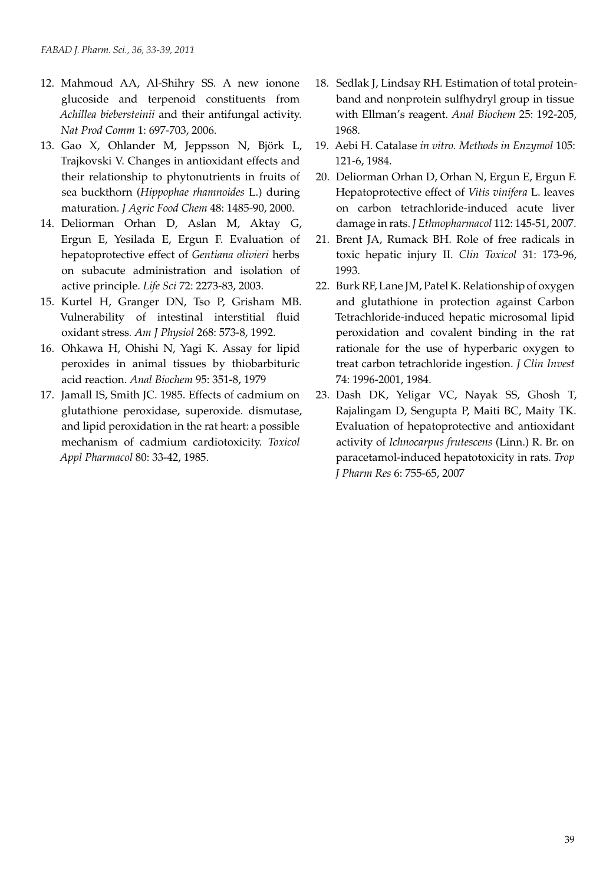12. Mahmoud AA, Al-Shihry SS. A new ionone glucoside and terpenoid constituents from *Achillea biebersteinii* and their antifungal activity. *Nat Prod Comm* 1: 697-703, 2006.
13. Gao X, Ohlander M, Jeppsson N, Björk L, Trajkovski V. Changes in antioxidant effects and their relationship to phytonutrients in fruits of sea buckthorn (*Hippophae rhamnoides* L.) during maturation. *J Agric Food Chem* 48: 1485-90, 2000.
14. Deliorman Orhan D, Aslan M, Aktay G, Ergun E, Yesilada E, Ergun F. Evaluation of hepatoprotective effect of *Gentiana olivieri* herbs on subacute administration and isolation of active principle. *Life Sci* 72: 2273-83, 2003.
15. Kurtel H, Granger DN, Tso P, Grisham MB. Vulnerability of intestinal interstitial fluid oxidant stress. *Am J Physiol* 268: 573-8, 1992.
16. Ohkawa H, Ohishi N, Yagi K. Assay for lipid peroxides in animal tissues by thiobarbituric acid reaction. *Anal Biochem* 95: 351-8, 1979
17. Jamall IS, Smith JC. 1985. Effects of cadmium on glutathione peroxidase, superoxide. dismutase, and lipid peroxidation in the rat heart: a possible mechanism of cadmium cardiotoxicity. *Toxicol Appl Pharmacol* 80: 33-42, 1985.
18. Sedlak J, Lindsay RH. Estimation of total protein-band and nonprotein sulfhydryl group in tissue with Ellman's reagent. *Anal Biochem* 25: 192-205, 1968.
19. Aebi H. Catalase *in vitro. Methods in Enzymol* 105: 121-6, 1984.
20. Deliorman Orhan D, Orhan N, Ergun E, Ergun F. Hepatoprotective effect of *Vitis vinifera* L. leaves on carbon tetrachloride-induced acute liver damage in rats. *J Ethnopharmacol* 112: 145-51, 2007.
21. Brent JA, Rumack BH. Role of free radicals in toxic hepatic injury II. *Clin Toxicol* 31: 173-96, 1993.
22. Burk RF, Lane JM, Patel K. Relationship of oxygen and glutathione in protection against Carbon Tetrachloride-induced hepatic microsomal lipid peroxidation and covalent binding in the rat rationale for the use of hyperbaric oxygen to treat carbon tetrachloride ingestion. *J Clin Invest* 74: 1996-2001, 1984.
23. Dash DK, Yeligar VC, Nayak SS, Ghosh T, Rajalingam D, Sengupta P, Maiti BC, Maity TK. Evaluation of hepatoprotective and antioxidant activity of *Ichnocarpus frutescens* (Linn.) R. Br. on paracetamol-induced hepatotoxicity in rats. *Trop J Pharm Res* 6: 755-65, 2007